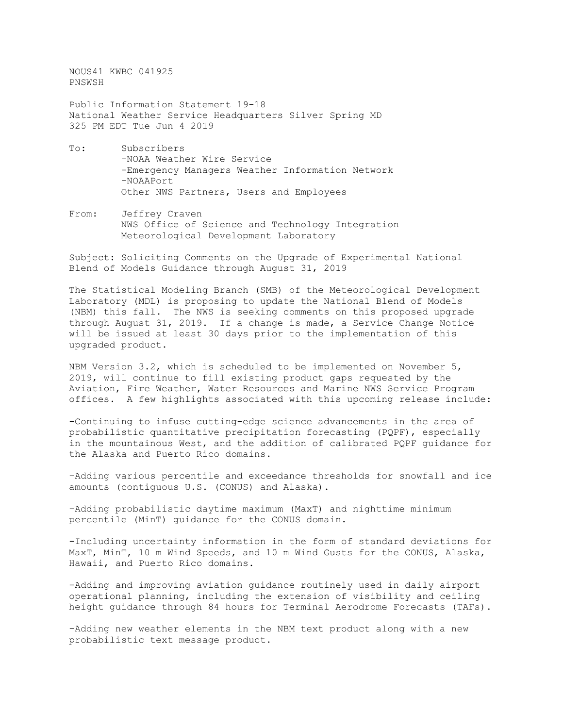NOUS41 KWBC 041925
PNSWSH

Public Information Statement 19-18
National Weather Service Headquarters Silver Spring MD
325 PM EDT Tue Jun 4 2019

To: Subscribers
-NOAA Weather Wire Service
-Emergency Managers Weather Information Network
-NOAAPort
Other NWS Partners, Users and Employees

From: Jeffrey Craven
NWS Office of Science and Technology Integration
Meteorological Development Laboratory

Subject: Soliciting Comments on the Upgrade of Experimental National Blend of Models Guidance through August 31, 2019

The Statistical Modeling Branch (SMB) of the Meteorological Development Laboratory (MDL) is proposing to update the National Blend of Models (NBM) this fall. The NWS is seeking comments on this proposed upgrade through August 31, 2019. If a change is made, a Service Change Notice will be issued at least 30 days prior to the implementation of this upgraded product.

NBM Version 3.2, which is scheduled to be implemented on November 5, 2019, will continue to fill existing product gaps requested by the Aviation, Fire Weather, Water Resources and Marine NWS Service Program offices. A few highlights associated with this upcoming release include:

-Continuing to infuse cutting-edge science advancements in the area of probabilistic quantitative precipitation forecasting (PQPF), especially in the mountainous West, and the addition of calibrated PQPF guidance for the Alaska and Puerto Rico domains.

-Adding various percentile and exceedance thresholds for snowfall and ice amounts (contiguous U.S. (CONUS) and Alaska).

-Adding probabilistic daytime maximum (MaxT) and nighttime minimum percentile (MinT) guidance for the CONUS domain.

-Including uncertainty information in the form of standard deviations for MaxT, MinT, 10 m Wind Speeds, and 10 m Wind Gusts for the CONUS, Alaska, Hawaii, and Puerto Rico domains.

-Adding and improving aviation guidance routinely used in daily airport operational planning, including the extension of visibility and ceiling height guidance through 84 hours for Terminal Aerodrome Forecasts (TAFs).

-Adding new weather elements in the NBM text product along with a new probabilistic text message product.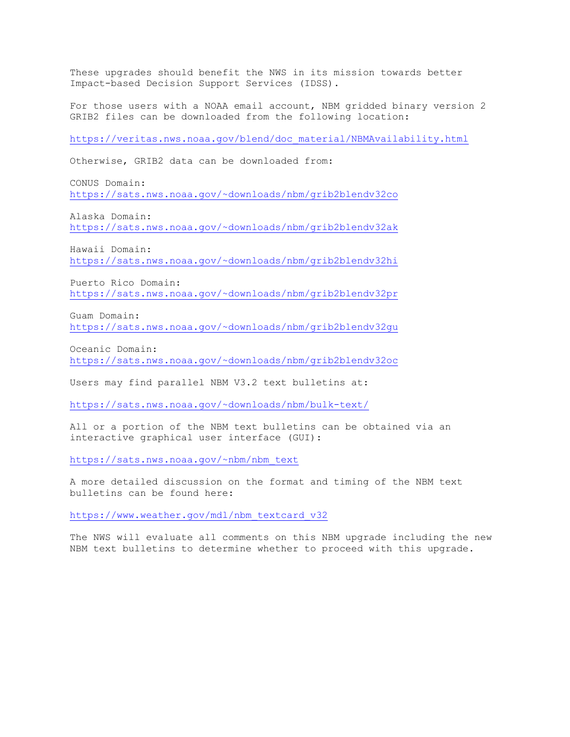These upgrades should benefit the NWS in its mission towards better Impact-based Decision Support Services (IDSS).

For those users with a NOAA email account, NBM gridded binary version 2 GRIB2 files can be downloaded from the following location:

https://veritas.nws.noaa.gov/blend/doc_material/NBMAvailability.html

Otherwise, GRIB2 data can be downloaded from:

CONUS Domain:
https://sats.nws.noaa.gov/~downloads/nbm/grib2blendv32co

Alaska Domain:
https://sats.nws.noaa.gov/~downloads/nbm/grib2blendv32ak

Hawaii Domain:
https://sats.nws.noaa.gov/~downloads/nbm/grib2blendv32hi

Puerto Rico Domain:
https://sats.nws.noaa.gov/~downloads/nbm/grib2blendv32pr

Guam Domain:
https://sats.nws.noaa.gov/~downloads/nbm/grib2blendv32gu

Oceanic Domain:
https://sats.nws.noaa.gov/~downloads/nbm/grib2blendv32oc

Users may find parallel NBM V3.2 text bulletins at:

https://sats.nws.noaa.gov/~downloads/nbm/bulk-text/

All or a portion of the NBM text bulletins can be obtained via an interactive graphical user interface (GUI):

https://sats.nws.noaa.gov/~nbm/nbm_text

A more detailed discussion on the format and timing of the NBM text bulletins can be found here:

https://www.weather.gov/mdl/nbm_textcard_v32

The NWS will evaluate all comments on this NBM upgrade including the new NBM text bulletins to determine whether to proceed with this upgrade.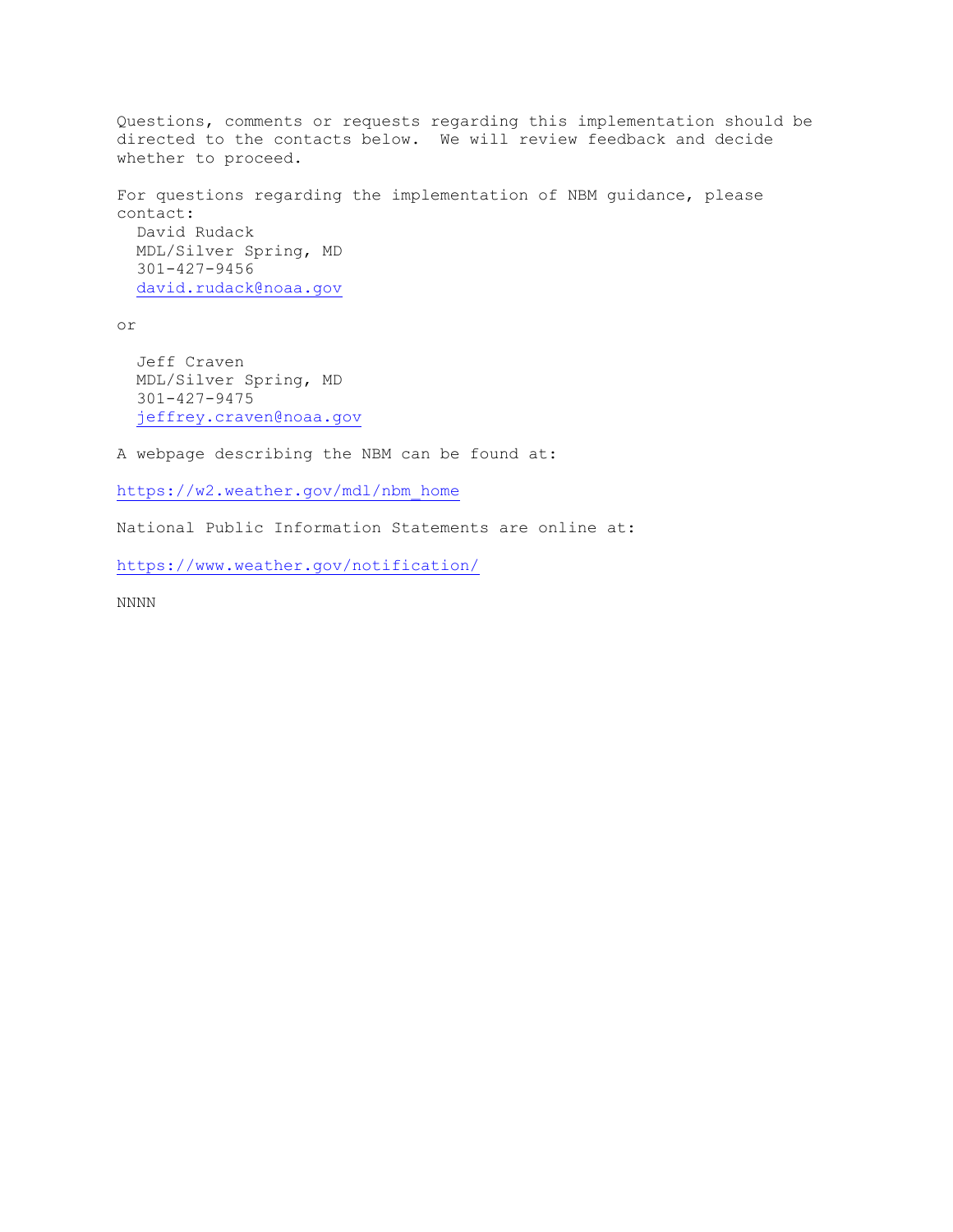Questions, comments or requests regarding this implementation should be directed to the contacts below. We will review feedback and decide whether to proceed.

For questions regarding the implementation of NBM guidance, please contact:

David Rudack  
MDL/Silver Spring, MD  
301-427-9456  
david.rudack@noaa.gov

or

Jeff Craven  
MDL/Silver Spring, MD  
301-427-9475  
jeffrey.craven@noaa.gov

A webpage describing the NBM can be found at:

https://w2.weather.gov/mdl/nbm_home

National Public Information Statements are online at:

https://www.weather.gov/notification/

NNNN